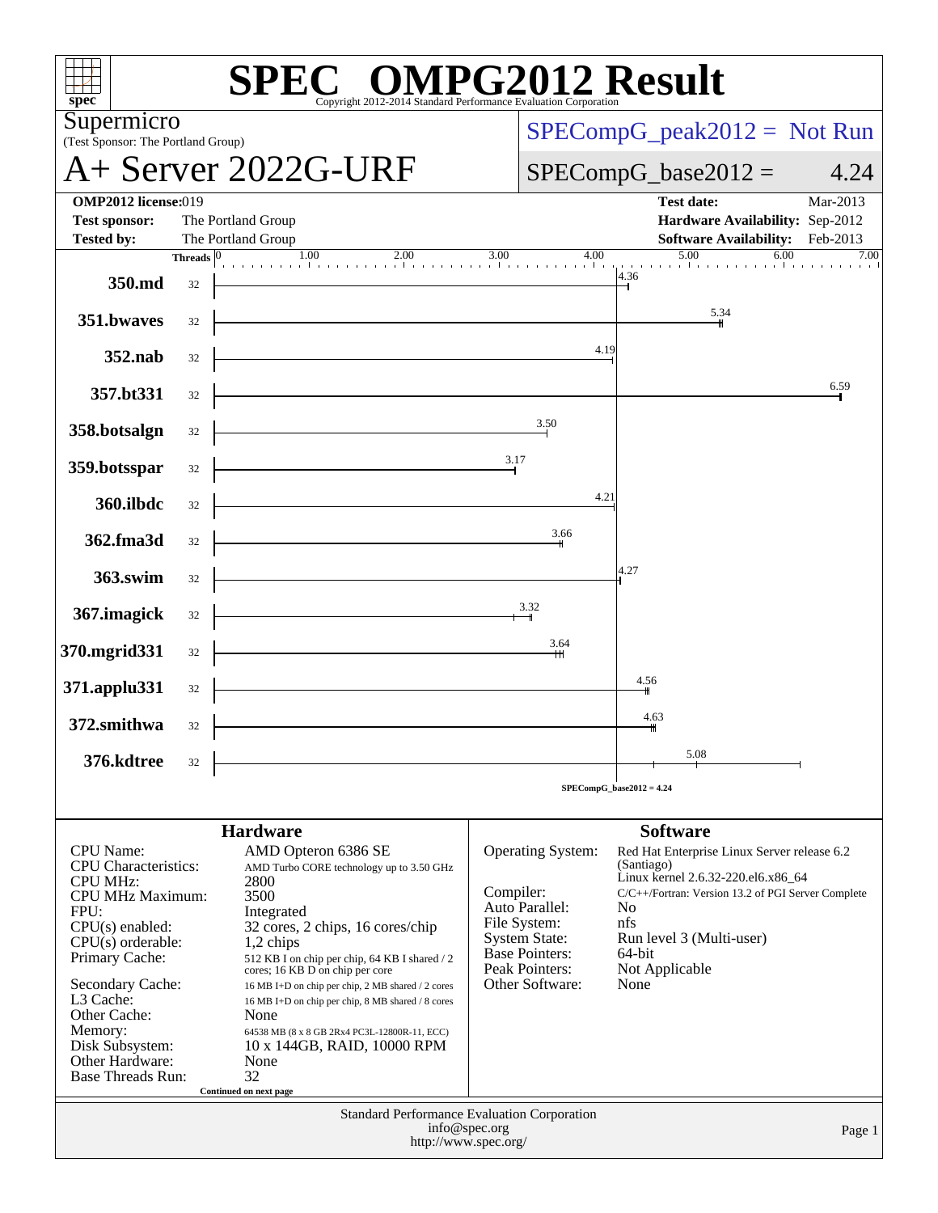# SPEC® OMPG2012 Result

Copyright 2012-2014 Standard Performance Evaluation Corporation

**Supermicro**
(Test Sponsor: The Portland Group)

# A+ Server 2022G-URF

SPECompG_peak2012 = Not Run

SPECompG_base2012 = 4.24

| | | | |
|---|---|---|---|
| **OMP2012 license:** 019 | | **Test date:** | Mar-2013 |
| **Test sponsor:** | The Portland Group | **Hardware Availability:** | Sep-2012 |
| **Tested by:** | The Portland Group | **Software Availability:** | Feb-2013 |

| Benchmark | Threads | Base Ratio |
|---|---|---|
| 350.md | 32 | 4.36 |
| 351.bwaves | 32 | 5.34 |
| 352.nab | 32 | 4.19 |
| 357.bt331 | 32 | 6.59 |
| 358.botsalgn | 32 | 3.50 |
| 359.botsspar | 32 | 3.17 |
| 360.ilbdc | 32 | 4.21 |
| 362.fma3d | 32 | 3.66 |
| 363.swim | 32 | 4.27 |
| 367.imagick | 32 | 3.32 |
| 370.mgrid331 | 32 | 3.64 |
| 371.applu331 | 32 | 4.56 |
| 372.smithwa | 32 | 4.63 |
| 376.kdtree | 32 | 5.08 |

SPECompG_base2012 = 4.24

## Hardware

| | |
|---|---|
| CPU Name: | AMD Opteron 6386 SE |
| CPU Characteristics: | AMD Turbo CORE technology up to 3.50 GHz |
| CPU MHz: | 2800 |
| CPU MHz Maximum: | 3500 |
| FPU: | Integrated |
| CPU(s) enabled: | 32 cores, 2 chips, 16 cores/chip |
| CPU(s) orderable: | 1,2 chips |
| Primary Cache: | 512 KB I on chip per chip, 64 KB I shared / 2 cores; 16 KB D on chip per core |
| Secondary Cache: | 16 MB I+D on chip per chip, 2 MB shared / 2 cores |
| L3 Cache: | 16 MB I+D on chip per chip, 8 MB shared / 8 cores |
| Other Cache: | None |
| Memory: | 64538 MB (8 x 8 GB 2Rx4 PC3L-12800R-11, ECC) |
| Disk Subsystem: | 10 x 144GB, RAID, 10000 RPM |
| Other Hardware: | None |
| Base Threads Run: | 32 |

Continued on next page

## Software

| | |
|---|---|
| Operating System: | Red Hat Enterprise Linux Server release 6.2 (Santiago) Linux kernel 2.6.32-220.el6.x86_64 |
| Compiler: | C/C++/Fortran: Version 13.2 of PGI Server Complete |
| Auto Parallel: | No |
| File System: | nfs |
| System State: | Run level 3 (Multi-user) |
| Base Pointers: | 64-bit |
| Peak Pointers: | Not Applicable |
| Other Software: | None |

Standard Performance Evaluation Corporation
info@spec.org
http://www.spec.org/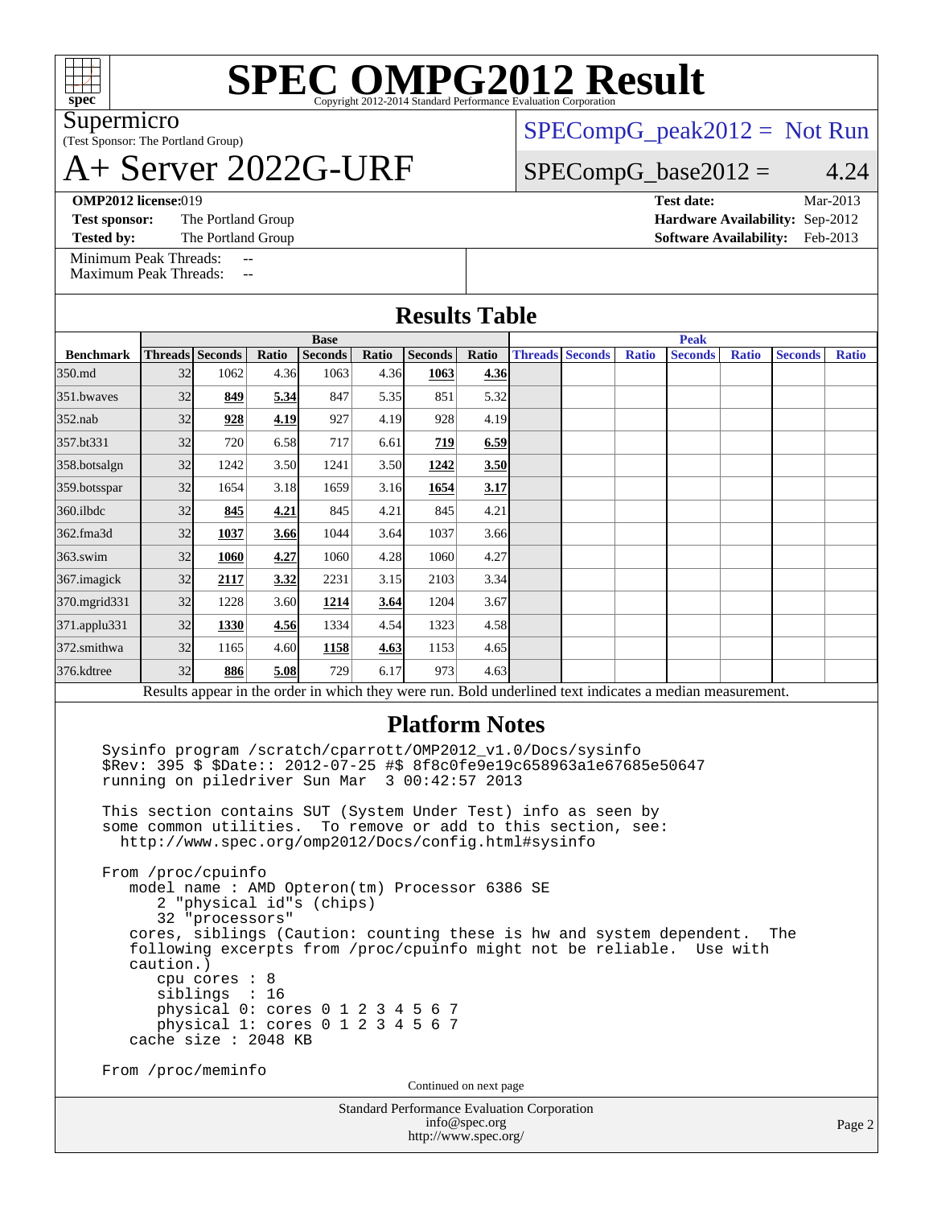# SPEC OMPG2012 Result

Copyright 2012-2014 Standard Performance Evaluation Corporation

Supermicro
(Test Sponsor: The Portland Group)

# A+ Server 2022G-URF

SPECompG_peak2012 = Not Run

SPECompG_base2012 = 4.24

**OMP2012 license:** 019
**Test sponsor:** The Portland Group
**Tested by:** The Portland Group

**Test date:** Mar-2013
**Hardware Availability:** Sep-2012
**Software Availability:** Feb-2013

Minimum Peak Threads: --
Maximum Peak Threads: --

## Results Table

| | Base | | | | | | | Peak | | | | | | |
|---|---|---|---|---|---|---|---|---|---|---|---|---|---|---|
| **Benchmark** | **Threads** | **Seconds** | **Ratio** | **Seconds** | **Ratio** | **Seconds** | **Ratio** | **Threads** | **Seconds** | **Ratio** | **Seconds** | **Ratio** | **Seconds** | **Ratio** |
| 350.md | 32 | 1062 | 4.36 | 1063 | 4.36 | **1063** | **4.36** | | | | | | | |
| 351.bwaves | 32 | **849** | **5.34** | 847 | 5.35 | 851 | 5.32 | | | | | | | |
| 352.nab | 32 | **928** | **4.19** | 927 | 4.19 | 928 | 4.19 | | | | | | | |
| 357.bt331 | 32 | 720 | 6.58 | 717 | 6.61 | **719** | **6.59** | | | | | | | |
| 358.botsalgn | 32 | 1242 | 3.50 | 1241 | 3.50 | **1242** | **3.50** | | | | | | | |
| 359.botsspar | 32 | 1654 | 3.18 | 1659 | 3.16 | **1654** | **3.17** | | | | | | | |
| 360.ilbdc | 32 | **845** | **4.21** | 845 | 4.21 | 845 | 4.21 | | | | | | | |
| 362.fma3d | 32 | **1037** | **3.66** | 1044 | 3.64 | 1037 | 3.66 | | | | | | | |
| 363.swim | 32 | **1060** | **4.27** | 1060 | 4.28 | 1060 | 4.27 | | | | | | | |
| 367.imagick | 32 | **2117** | **3.32** | 2231 | 3.15 | 2103 | 3.34 | | | | | | | |
| 370.mgrid331 | 32 | 1228 | 3.60 | **1214** | **3.64** | 1204 | 3.67 | | | | | | | |
| 371.applu331 | 32 | **1330** | **4.56** | 1334 | 4.54 | 1323 | 4.58 | | | | | | | |
| 372.smithwa | 32 | 1165 | 4.60 | **1158** | **4.63** | 1153 | 4.65 | | | | | | | |
| 376.kdtree | 32 | **886** | **5.08** | 729 | 6.17 | 973 | 4.63 | | | | | | | |

Results appear in the order in which they were run. Bold underlined text indicates a median measurement.

## Platform Notes

```
Sysinfo program /scratch/cparrott/OMP2012_v1.0/Docs/sysinfo
$Rev: 395 $ $Date:: 2012-07-25 #$ 8f8c0fe9e19c658963a1e67685e50647
running on piledriver Sun Mar  3 00:42:57 2013

This section contains SUT (System Under Test) info as seen by
some common utilities.  To remove or add to this section, see:
  http://www.spec.org/omp2012/Docs/config.html#sysinfo

From /proc/cpuinfo
   model name : AMD Opteron(tm) Processor 6386 SE
      2 "physical id"s (chips)
      32 "processors"
   cores, siblings (Caution: counting these is hw and system dependent.  The
   following excerpts from /proc/cpuinfo might not be reliable.  Use with
   caution.)
      cpu cores : 8
      siblings  : 16
      physical 0: cores 0 1 2 3 4 5 6 7
      physical 1: cores 0 1 2 3 4 5 6 7
   cache size : 2048 KB

From /proc/meminfo
```

Continued on next page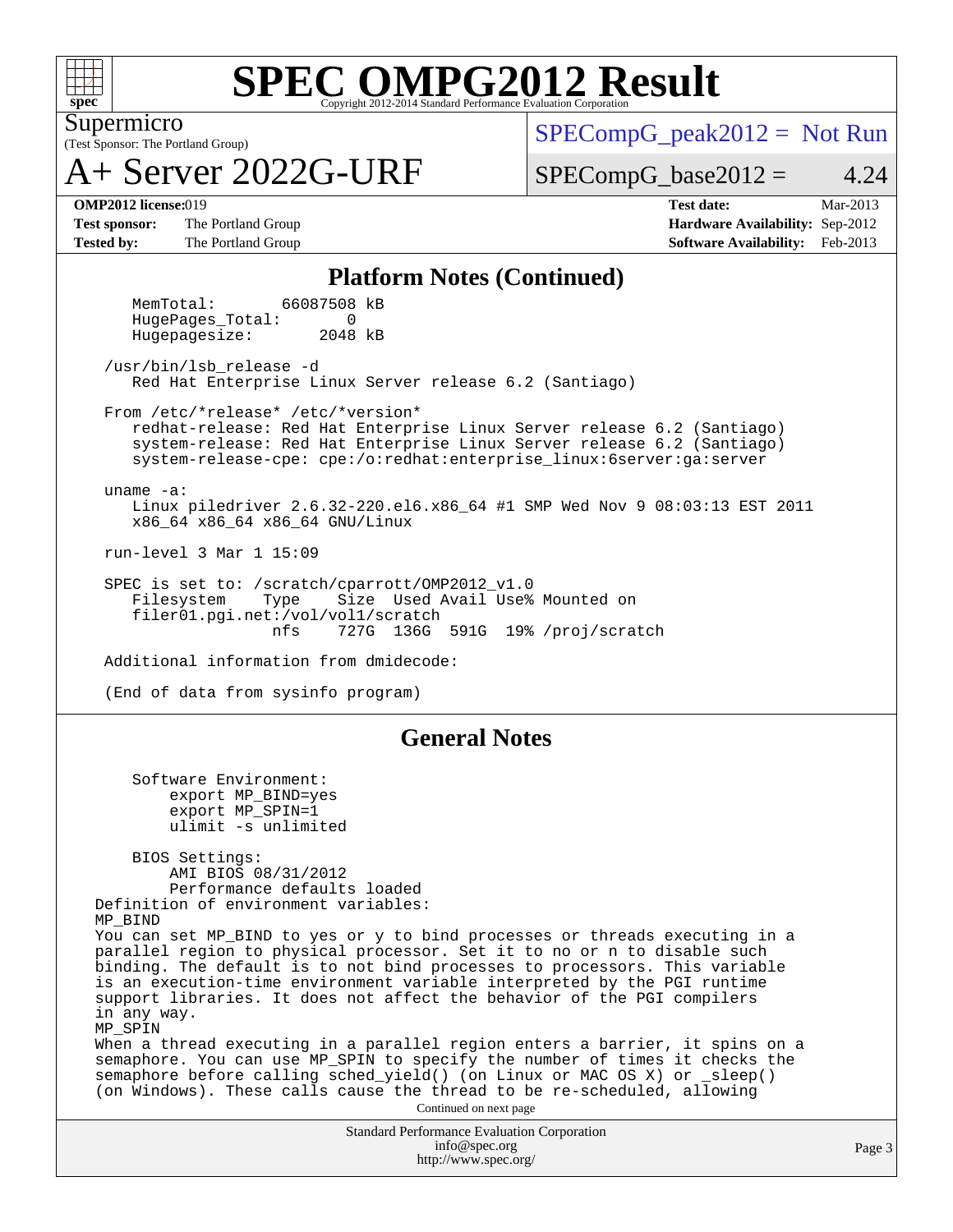## Platform Notes (Continued)

```
    MemTotal:       66087508 kB
    HugePages_Total:       0
    Hugepagesize:       2048 kB

 /usr/bin/lsb_release -d
    Red Hat Enterprise Linux Server release 6.2 (Santiago)

 From /etc/*release* /etc/*version*
    redhat-release: Red Hat Enterprise Linux Server release 6.2 (Santiago)
    system-release: Red Hat Enterprise Linux Server release 6.2 (Santiago)
    system-release-cpe: cpe:/o:redhat:enterprise_linux:6server:ga:server

 uname -a:
    Linux piledriver 2.6.32-220.el6.x86_64 #1 SMP Wed Nov 9 08:03:13 EST 2011
    x86_64 x86_64 x86_64 GNU/Linux

 run-level 3 Mar 1 15:09

 SPEC is set to: /scratch/cparrott/OMP2012_v1.0
    Filesystem    Type    Size  Used Avail Use% Mounted on
    filer01.pgi.net:/vol/vol1/scratch
                  nfs     727G  136G  591G  19% /proj/scratch

 Additional information from dmidecode:

 (End of data from sysinfo program)
```

## General Notes

```
    Software Environment:
        export MP_BIND=yes
        export MP_SPIN=1
        ulimit -s unlimited

    BIOS Settings:
        AMI BIOS 08/31/2012
        Performance defaults loaded
```

Definition of environment variables:

MP_BIND

You can set MP_BIND to yes or y to bind processes or threads executing in a parallel region to physical processor. Set it to no or n to disable such binding. The default is to not bind processes to processors. This variable is an execution-time environment variable interpreted by the PGI runtime support libraries. It does not affect the behavior of the PGI compilers in any way.

MP_SPIN

When a thread executing in a parallel region enters a barrier, it spins on a semaphore. You can use MP_SPIN to specify the number of times it checks the semaphore before calling sched_yield() (on Linux or MAC OS X) or _sleep() (on Windows). These calls cause the thread to be re-scheduled, allowing

Continued on next page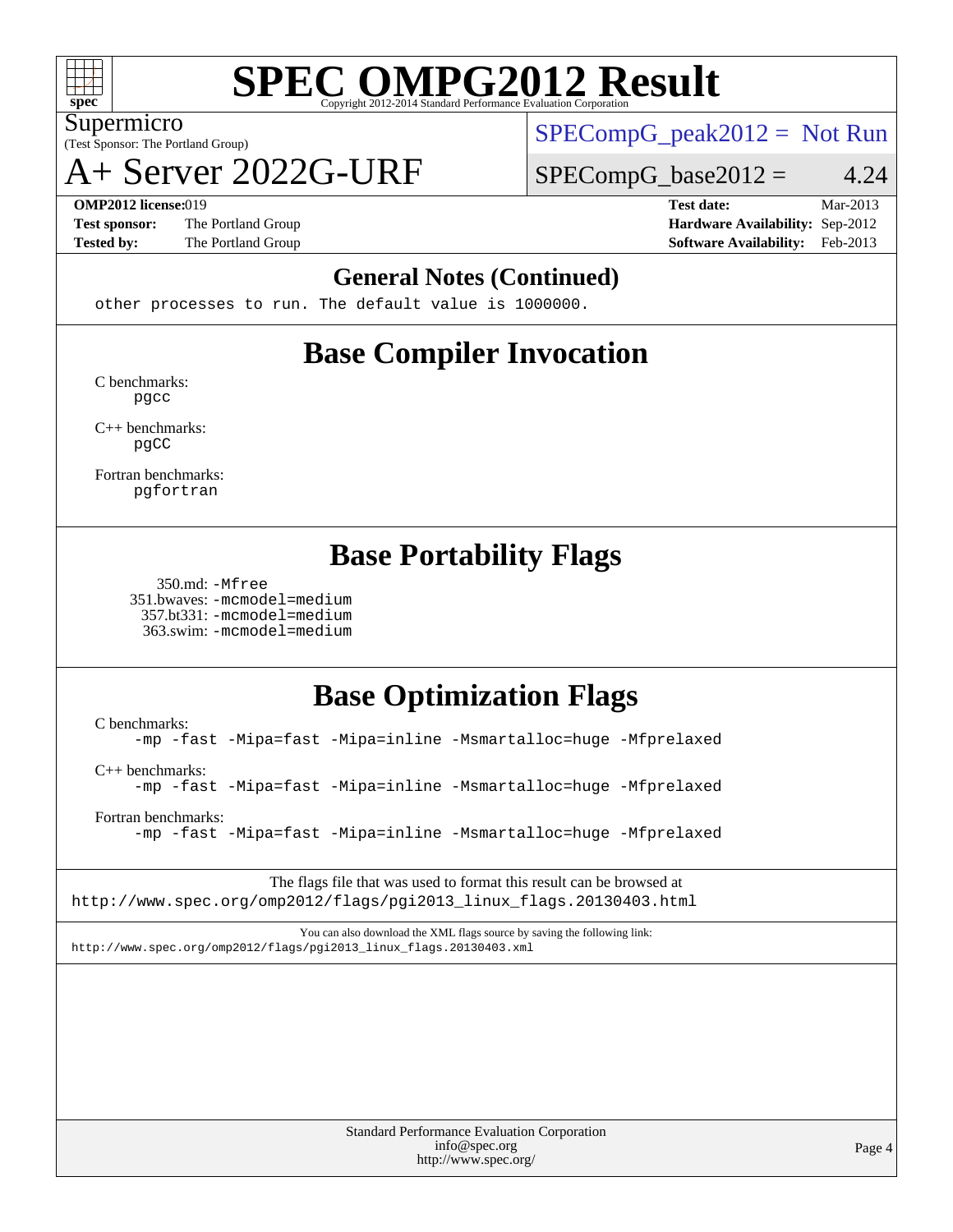# SPEC OMPG2012 Result

Copyright 2012-2014 Standard Performance Evaluation Corporation

Supermicro
(Test Sponsor: The Portland Group)

A+ Server 2022G-URF

SPECompG_peak2012 = Not Run

SPECompG_base2012 = 4.24

**OMP2012 license:** 019
**Test sponsor:** The Portland Group
**Tested by:** The Portland Group

**Test date:** Mar-2013
**Hardware Availability:** Sep-2012
**Software Availability:** Feb-2013

## General Notes (Continued)

```
other processes to run. The default value is 1000000.
```

## Base Compiler Invocation

C benchmarks:
```
pgcc
```

C++ benchmarks:
```
pgCC
```

Fortran benchmarks:
```
pgfortran
```

## Base Portability Flags

350.md: `-Mfree`
351.bwaves: `-mcmodel=medium`
357.bt331: `-mcmodel=medium`
363.swim: `-mcmodel=medium`

## Base Optimization Flags

C benchmarks:
```
-mp -fast -Mipa=fast -Mipa=inline -Msmartalloc=huge -Mfprelaxed
```

C++ benchmarks:
```
-mp -fast -Mipa=fast -Mipa=inline -Msmartalloc=huge -Mfprelaxed
```

Fortran benchmarks:
```
-mp -fast -Mipa=fast -Mipa=inline -Msmartalloc=huge -Mfprelaxed
```

The flags file that was used to format this result can be browsed at
http://www.spec.org/omp2012/flags/pgi2013_linux_flags.20130403.html

You can also download the XML flags source by saving the following link:
http://www.spec.org/omp2012/flags/pgi2013_linux_flags.20130403.xml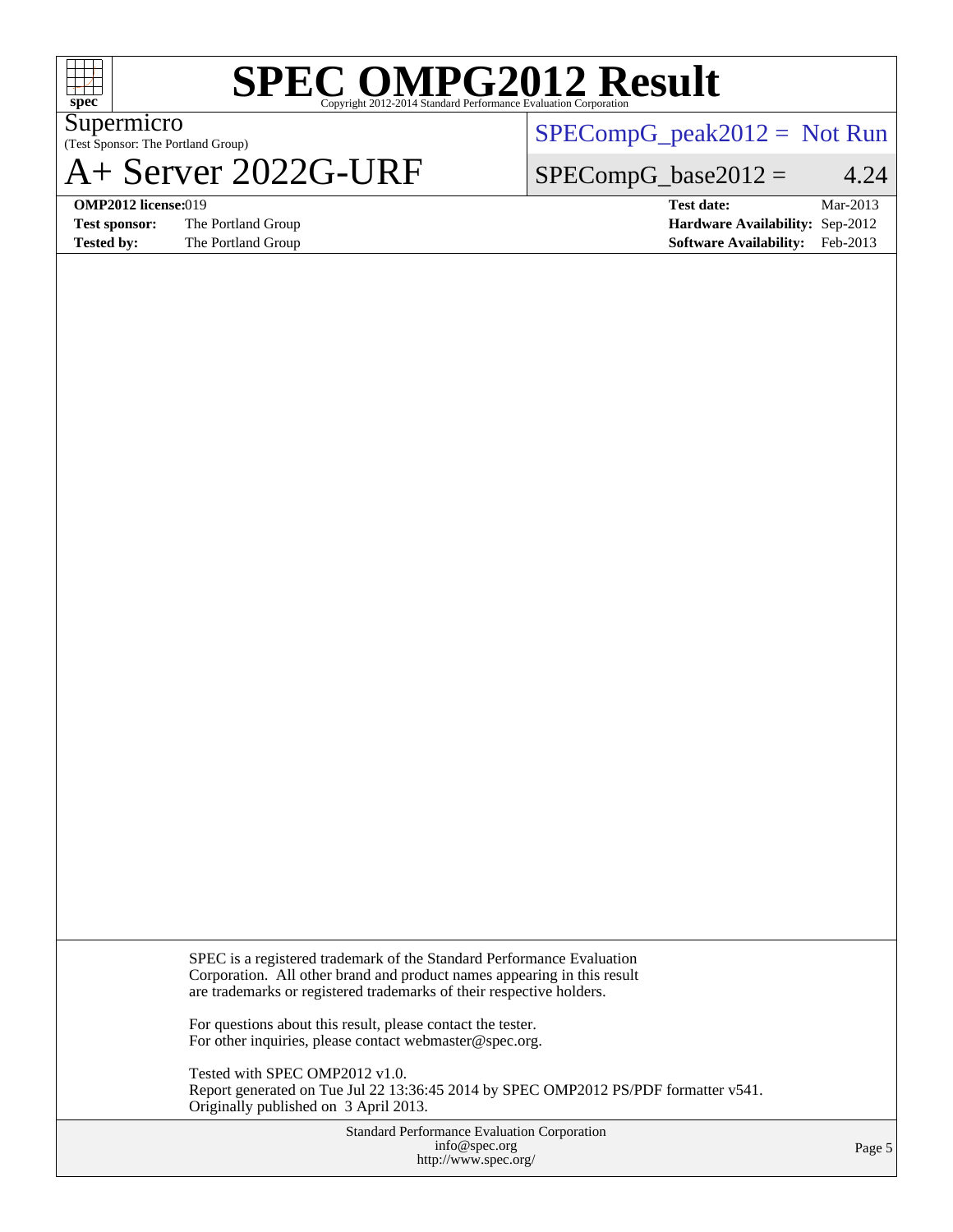SPEC is a registered trademark of the Standard Performance Evaluation Corporation. All other brand and product names appearing in this result are trademarks or registered trademarks of their respective holders.

For questions about this result, please contact the tester.
For other inquiries, please contact webmaster@spec.org.

Tested with SPEC OMP2012 v1.0.
Report generated on Tue Jul 22 13:36:45 2014 by SPEC OMP2012 PS/PDF formatter v541.
Originally published on 3 April 2013.